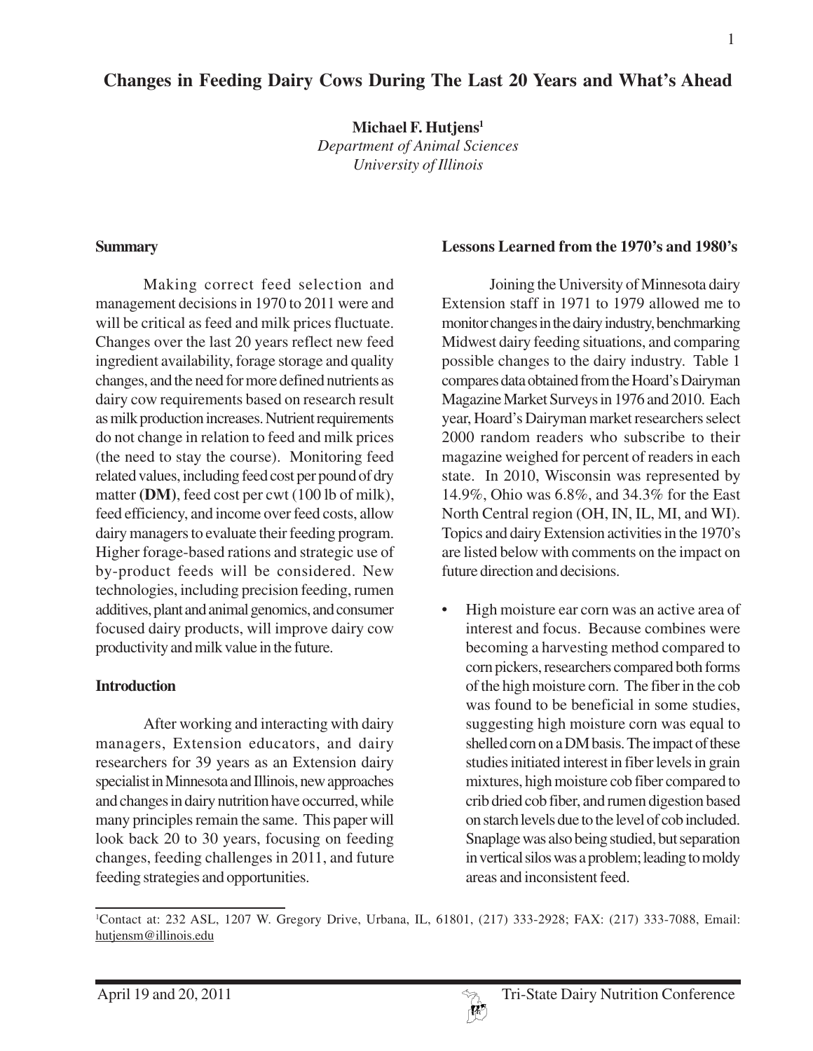# Changes in Feeding Dairy Cows During The Last 20 Years and What's Ahead

**Michael F. Hutjens[1]**
*Department of Animal Sciences*
*University of Illinois*

## Summary

Making correct feed selection and management decisions in 1970 to 2011 were and will be critical as feed and milk prices fluctuate. Changes over the last 20 years reflect new feed ingredient availability, forage storage and quality changes, and the need for more defined nutrients as dairy cow requirements based on research result as milk production increases. Nutrient requirements do not change in relation to feed and milk prices (the need to stay the course). Monitoring feed related values, including feed cost per pound of dry matter (**DM**), feed cost per cwt (100 lb of milk), feed efficiency, and income over feed costs, allow dairy managers to evaluate their feeding program. Higher forage-based rations and strategic use of by-product feeds will be considered. New technologies, including precision feeding, rumen additives, plant and animal genomics, and consumer focused dairy products, will improve dairy cow productivity and milk value in the future.

## Introduction

After working and interacting with dairy managers, Extension educators, and dairy researchers for 39 years as an Extension dairy specialist in Minnesota and Illinois, new approaches and changes in dairy nutrition have occurred, while many principles remain the same. This paper will look back 20 to 30 years, focusing on feeding changes, feeding challenges in 2011, and future feeding strategies and opportunities.

## Lessons Learned from the 1970's and 1980's

Joining the University of Minnesota dairy Extension staff in 1971 to 1979 allowed me to monitor changes in the dairy industry, benchmarking Midwest dairy feeding situations, and comparing possible changes to the dairy industry. Table 1 compares data obtained from the Hoard's Dairyman Magazine Market Surveys in 1976 and 2010. Each year, Hoard's Dairyman market researchers select 2000 random readers who subscribe to their magazine weighed for percent of readers in each state. In 2010, Wisconsin was represented by 14.9%, Ohio was 6.8%, and 34.3% for the East North Central region (OH, IN, IL, MI, and WI). Topics and dairy Extension activities in the 1970's are listed below with comments on the impact on future direction and decisions.

- High moisture ear corn was an active area of interest and focus. Because combines were becoming a harvesting method compared to corn pickers, researchers compared both forms of the high moisture corn. The fiber in the cob was found to be beneficial in some studies, suggesting high moisture corn was equal to shelled corn on a DM basis. The impact of these studies initiated interest in fiber levels in grain mixtures, high moisture cob fiber compared to crib dried cob fiber, and rumen digestion based on starch levels due to the level of cob included. Snaplage was also being studied, but separation in vertical silos was a problem; leading to moldy areas and inconsistent feed.

[1]Contact at: 232 ASL, 1207 W. Gregory Drive, Urbana, IL, 61801, (217) 333-2928; FAX: (217) 333-7088, Email: hutjensm@illinois.edu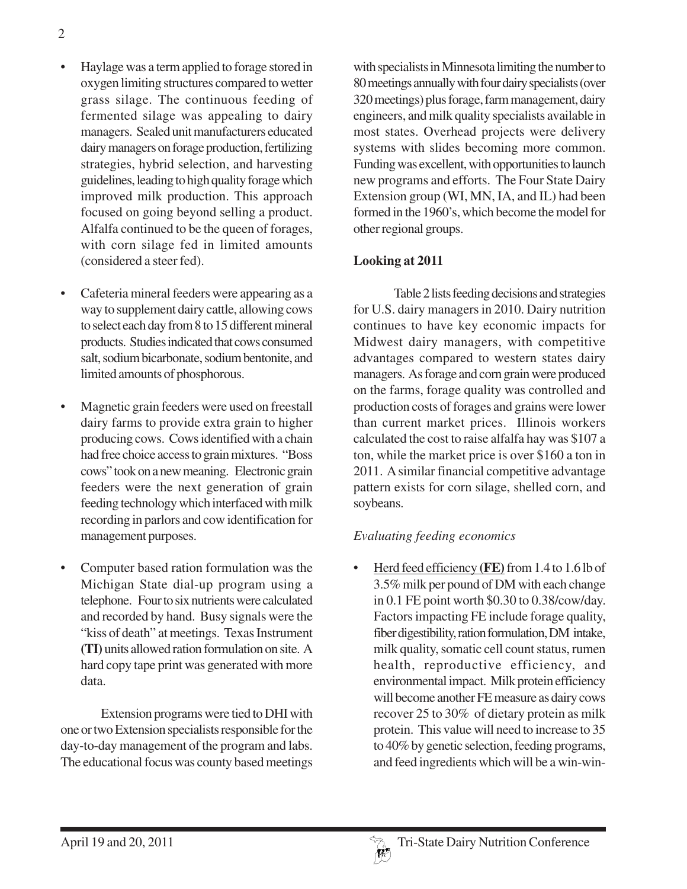- Haylage was a term applied to forage stored in oxygen limiting structures compared to wetter grass silage. The continuous feeding of fermented silage was appealing to dairy managers. Sealed unit manufacturers educated dairy managers on forage production, fertilizing strategies, hybrid selection, and harvesting guidelines, leading to high quality forage which improved milk production. This approach focused on going beyond selling a product. Alfalfa continued to be the queen of forages, with corn silage fed in limited amounts (considered a steer fed).

- Cafeteria mineral feeders were appearing as a way to supplement dairy cattle, allowing cows to select each day from 8 to 15 different mineral products. Studies indicated that cows consumed salt, sodium bicarbonate, sodium bentonite, and limited amounts of phosphorous.

- Magnetic grain feeders were used on freestall dairy farms to provide extra grain to higher producing cows. Cows identified with a chain had free choice access to grain mixtures. "Boss cows" took on a new meaning. Electronic grain feeders were the next generation of grain feeding technology which interfaced with milk recording in parlors and cow identification for management purposes.

- Computer based ration formulation was the Michigan State dial-up program using a telephone. Four to six nutrients were calculated and recorded by hand. Busy signals were the "kiss of death" at meetings. Texas Instrument **(TI)** units allowed ration formulation on site. A hard copy tape print was generated with more data.

Extension programs were tied to DHI with one or two Extension specialists responsible for the day-to-day management of the program and labs. The educational focus was county based meetings with specialists in Minnesota limiting the number to 80 meetings annually with four dairy specialists (over 320 meetings) plus forage, farm management, dairy engineers, and milk quality specialists available in most states. Overhead projects were delivery systems with slides becoming more common. Funding was excellent, with opportunities to launch new programs and efforts. The Four State Dairy Extension group (WI, MN, IA, and IL) had been formed in the 1960's, which become the model for other regional groups.

**Looking at 2011**

Table 2 lists feeding decisions and strategies for U.S. dairy managers in 2010. Dairy nutrition continues to have key economic impacts for Midwest dairy managers, with competitive advantages compared to western states dairy managers. As forage and corn grain were produced on the farms, forage quality was controlled and production costs of forages and grains were lower than current market prices. Illinois workers calculated the cost to raise alfalfa hay was $107 a ton, while the market price is over $160 a ton in 2011. A similar financial competitive advantage pattern exists for corn silage, shelled corn, and soybeans.

*Evaluating feeding economics*

- Herd feed efficiency **(FE)** from 1.4 to 1.6 lb of 3.5% milk per pound of DM with each change in 0.1 FE point worth $0.30 to 0.38/cow/day. Factors impacting FE include forage quality, fiber digestibility, ration formulation, DM intake, milk quality, somatic cell count status, rumen health, reproductive efficiency, and environmental impact. Milk protein efficiency will become another FE measure as dairy cows recover 25 to 30% of dietary protein as milk protein. This value will need to increase to 35 to 40% by genetic selection, feeding programs, and feed ingredients which will be a win-win-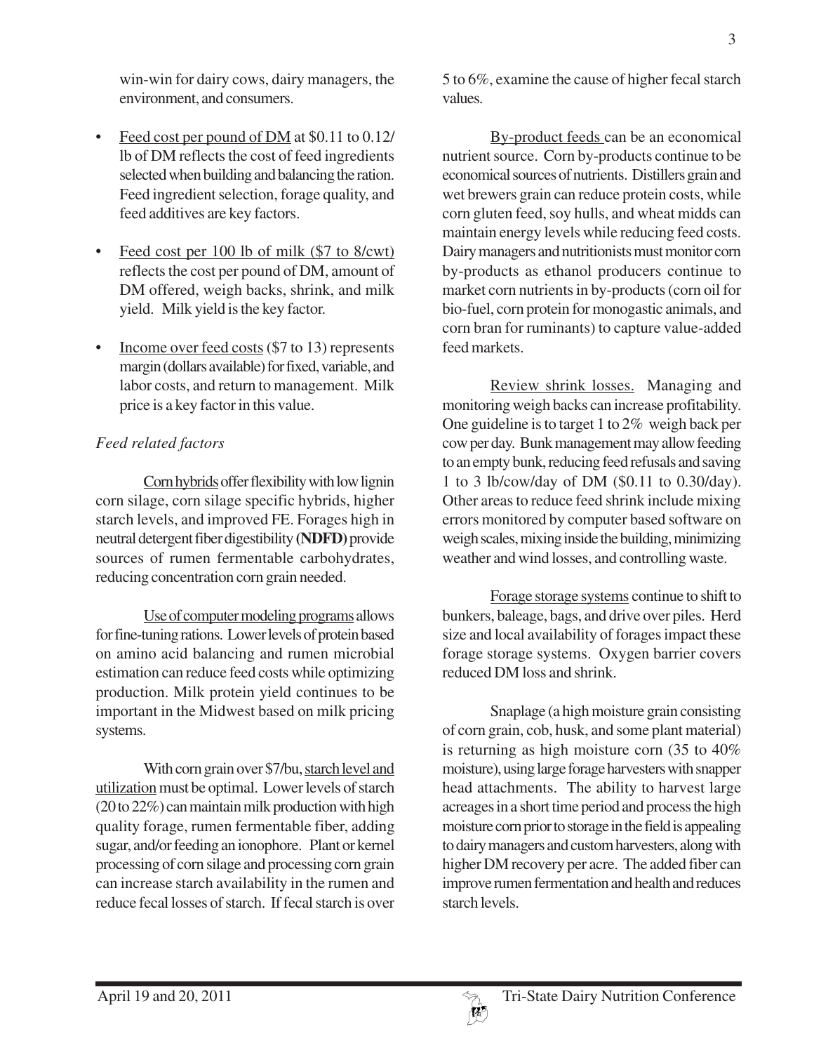win-win for dairy cows, dairy managers, the environment, and consumers.

- Feed cost per pound of DM at $0.11 to 0.12/lb of DM reflects the cost of feed ingredients selected when building and balancing the ration. Feed ingredient selection, forage quality, and feed additives are key factors.

- Feed cost per 100 lb of milk ($7 to 8/cwt) reflects the cost per pound of DM, amount of DM offered, weigh backs, shrink, and milk yield. Milk yield is the key factor.

- Income over feed costs ($7 to 13) represents margin (dollars available) for fixed, variable, and labor costs, and return to management. Milk price is a key factor in this value.

*Feed related factors*

Corn hybrids offer flexibility with low lignin corn silage, corn silage specific hybrids, higher starch levels, and improved FE. Forages high in neutral detergent fiber digestibility **(NDFD)** provide sources of rumen fermentable carbohydrates, reducing concentration corn grain needed.

Use of computer modeling programs allows for fine-tuning rations. Lower levels of protein based on amino acid balancing and rumen microbial estimation can reduce feed costs while optimizing production. Milk protein yield continues to be important in the Midwest based on milk pricing systems.

With corn grain over $7/bu, starch level and utilization must be optimal. Lower levels of starch (20 to 22%) can maintain milk production with high quality forage, rumen fermentable fiber, adding sugar, and/or feeding an ionophore. Plant or kernel processing of corn silage and processing corn grain can increase starch availability in the rumen and reduce fecal losses of starch. If fecal starch is over 5 to 6%, examine the cause of higher fecal starch values.

By-product feeds can be an economical nutrient source. Corn by-products continue to be economical sources of nutrients. Distillers grain and wet brewers grain can reduce protein costs, while corn gluten feed, soy hulls, and wheat midds can maintain energy levels while reducing feed costs. Dairy managers and nutritionists must monitor corn by-products as ethanol producers continue to market corn nutrients in by-products (corn oil for bio-fuel, corn protein for monogastic animals, and corn bran for ruminants) to capture value-added feed markets.

Review shrink losses. Managing and monitoring weigh backs can increase profitability. One guideline is to target 1 to 2% weigh back per cow per day. Bunk management may allow feeding to an empty bunk, reducing feed refusals and saving 1 to 3 lb/cow/day of DM ($0.11 to 0.30/day). Other areas to reduce feed shrink include mixing errors monitored by computer based software on weigh scales, mixing inside the building, minimizing weather and wind losses, and controlling waste.

Forage storage systems continue to shift to bunkers, baleage, bags, and drive over piles. Herd size and local availability of forages impact these forage storage systems. Oxygen barrier covers reduced DM loss and shrink.

Snaplage (a high moisture grain consisting of corn grain, cob, husk, and some plant material) is returning as high moisture corn (35 to 40% moisture), using large forage harvesters with snapper head attachments. The ability to harvest large acreages in a short time period and process the high moisture corn prior to storage in the field is appealing to dairy managers and custom harvesters, along with higher DM recovery per acre. The added fiber can improve rumen fermentation and health and reduces starch levels.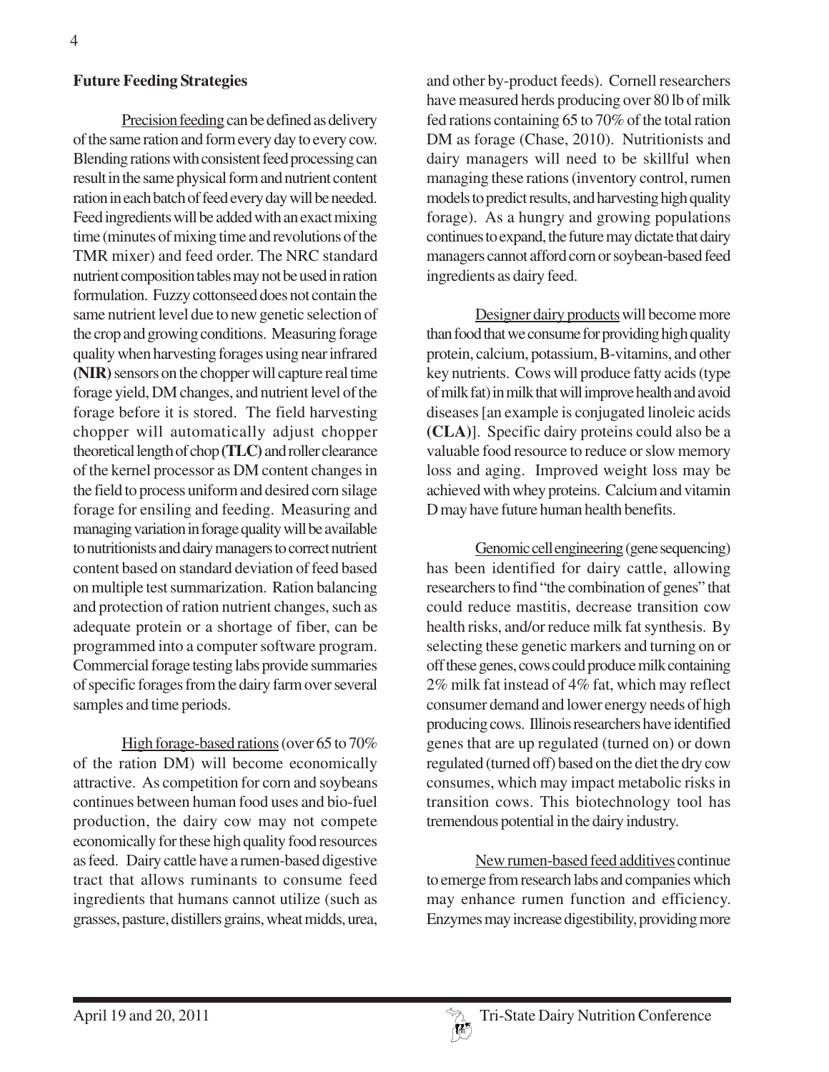**Future Feeding Strategies**

Precision feeding can be defined as delivery of the same ration and form every day to every cow. Blending rations with consistent feed processing can result in the same physical form and nutrient content ration in each batch of feed every day will be needed. Feed ingredients will be added with an exact mixing time (minutes of mixing time and revolutions of the TMR mixer) and feed order. The NRC standard nutrient composition tables may not be used in ration formulation. Fuzzy cottonseed does not contain the same nutrient level due to new genetic selection of the crop and growing conditions. Measuring forage quality when harvesting forages using near infrared **(NIR)** sensors on the chopper will capture real time forage yield, DM changes, and nutrient level of the forage before it is stored. The field harvesting chopper will automatically adjust chopper theoretical length of chop **(TLC)** and roller clearance of the kernel processor as DM content changes in the field to process uniform and desired corn silage forage for ensiling and feeding. Measuring and managing variation in forage quality will be available to nutritionists and dairy managers to correct nutrient content based on standard deviation of feed based on multiple test summarization. Ration balancing and protection of ration nutrient changes, such as adequate protein or a shortage of fiber, can be programmed into a computer software program. Commercial forage testing labs provide summaries of specific forages from the dairy farm over several samples and time periods.

High forage-based rations (over 65 to 70% of the ration DM) will become economically attractive. As competition for corn and soybeans continues between human food uses and bio-fuel production, the dairy cow may not compete economically for these high quality food resources as feed. Dairy cattle have a rumen-based digestive tract that allows ruminants to consume feed ingredients that humans cannot utilize (such as grasses, pasture, distillers grains, wheat midds, urea, and other by-product feeds). Cornell researchers have measured herds producing over 80 lb of milk fed rations containing 65 to 70% of the total ration DM as forage (Chase, 2010). Nutritionists and dairy managers will need to be skillful when managing these rations (inventory control, rumen models to predict results, and harvesting high quality forage). As a hungry and growing populations continues to expand, the future may dictate that dairy managers cannot afford corn or soybean-based feed ingredients as dairy feed.

Designer dairy products will become more than food that we consume for providing high quality protein, calcium, potassium, B-vitamins, and other key nutrients. Cows will produce fatty acids (type of milk fat) in milk that will improve health and avoid diseases [an example is conjugated linoleic acids **(CLA)**]. Specific dairy proteins could also be a valuable food resource to reduce or slow memory loss and aging. Improved weight loss may be achieved with whey proteins. Calcium and vitamin D may have future human health benefits.

Genomic cell engineering (gene sequencing) has been identified for dairy cattle, allowing researchers to find "the combination of genes" that could reduce mastitis, decrease transition cow health risks, and/or reduce milk fat synthesis. By selecting these genetic markers and turning on or off these genes, cows could produce milk containing 2% milk fat instead of 4% fat, which may reflect consumer demand and lower energy needs of high producing cows. Illinois researchers have identified genes that are up regulated (turned on) or down regulated (turned off) based on the diet the dry cow consumes, which may impact metabolic risks in transition cows. This biotechnology tool has tremendous potential in the dairy industry.

New rumen-based feed additives continue to emerge from research labs and companies which may enhance rumen function and efficiency. Enzymes may increase digestibility, providing more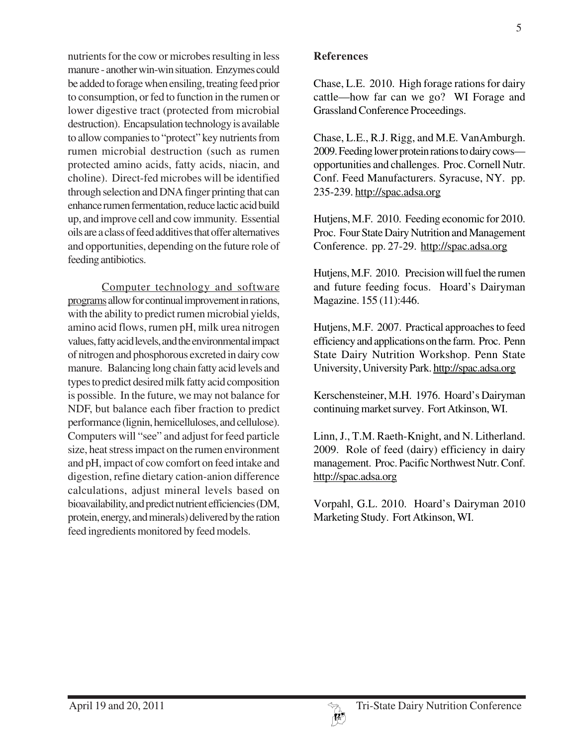nutrients for the cow or microbes resulting in less manure - another win-win situation. Enzymes could be added to forage when ensiling, treating feed prior to consumption, or fed to function in the rumen or lower digestive tract (protected from microbial destruction). Encapsulation technology is available to allow companies to "protect" key nutrients from rumen microbial destruction (such as rumen protected amino acids, fatty acids, niacin, and choline). Direct-fed microbes will be identified through selection and DNA finger printing that can enhance rumen fermentation, reduce lactic acid build up, and improve cell and cow immunity. Essential oils are a class of feed additives that offer alternatives and opportunities, depending on the future role of feeding antibiotics.

Computer technology and software programs allow for continual improvement in rations, with the ability to predict rumen microbial yields, amino acid flows, rumen pH, milk urea nitrogen values, fatty acid levels, and the environmental impact of nitrogen and phosphorous excreted in dairy cow manure. Balancing long chain fatty acid levels and types to predict desired milk fatty acid composition is possible. In the future, we may not balance for NDF, but balance each fiber fraction to predict performance (lignin, hemicelluloses, and cellulose). Computers will "see" and adjust for feed particle size, heat stress impact on the rumen environment and pH, impact of cow comfort on feed intake and digestion, refine dietary cation-anion difference calculations, adjust mineral levels based on bioavailability, and predict nutrient efficiencies (DM, protein, energy, and minerals) delivered by the ration feed ingredients monitored by feed models.

**References**

Chase, L.E. 2010. High forage rations for dairy cattle—how far can we go? WI Forage and Grassland Conference Proceedings.

Chase, L.E., R.J. Rigg, and M.E. VanAmburgh. 2009. Feeding lower protein rations to dairy cows—opportunities and challenges. Proc. Cornell Nutr. Conf. Feed Manufacturers. Syracuse, NY. pp. 235-239. http://spac.adsa.org

Hutjens, M.F. 2010. Feeding economic for 2010. Proc. Four State Dairy Nutrition and Management Conference. pp. 27-29. http://spac.adsa.org

Hutjens, M.F. 2010. Precision will fuel the rumen and future feeding focus. Hoard's Dairyman Magazine. 155 (11):446.

Hutjens, M.F. 2007. Practical approaches to feed efficiency and applications on the farm. Proc. Penn State Dairy Nutrition Workshop. Penn State University, University Park. http://spac.adsa.org

Kerschensteiner, M.H. 1976. Hoard's Dairyman continuing market survey. Fort Atkinson, WI.

Linn, J., T.M. Raeth-Knight, and N. Litherland. 2009. Role of feed (dairy) efficiency in dairy management. Proc. Pacific Northwest Nutr. Conf. http://spac.adsa.org

Vorpahl, G.L. 2010. Hoard's Dairyman 2010 Marketing Study. Fort Atkinson, WI.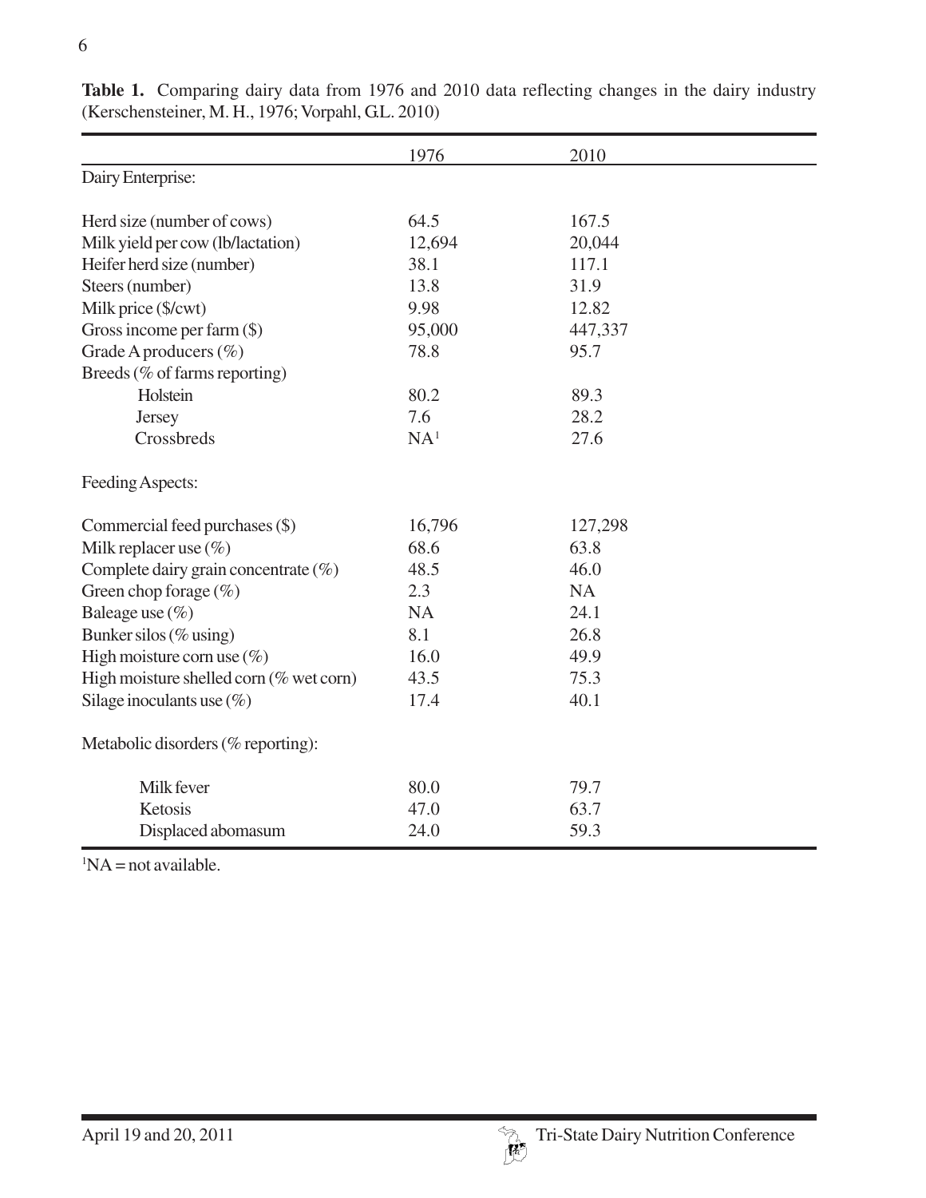**Table 1.** Comparing dairy data from 1976 and 2010 data reflecting changes in the dairy industry (Kerschensteiner, M. H., 1976; Vorpahl, G.L. 2010)

| | 1976 | 2010 |
|---|---|---|
| Dairy Enterprise: | | |
| Herd size (number of cows) | 64.5 | 167.5 |
| Milk yield per cow (lb/lactation) | 12,694 | 20,044 |
| Heifer herd size (number) | 38.1 | 117.1 |
| Steers (number) | 13.8 | 31.9 |
| Milk price ($/cwt) | 9.98 | 12.82 |
| Gross income per farm ($) | 95,000 | 447,337 |
| Grade A producers (%) | 78.8 | 95.7 |
| Breeds (% of farms reporting) | | |
| Holstein | 80.2 | 89.3 |
| Jersey | 7.6 | 28.2 |
| Crossbreds | NA[1] | 27.6 |
| Feeding Aspects: | | |
| Commercial feed purchases ($) | 16,796 | 127,298 |
| Milk replacer use (%) | 68.6 | 63.8 |
| Complete dairy grain concentrate (%) | 48.5 | 46.0 |
| Green chop forage (%) | 2.3 | NA |
| Baleage use (%) | NA | 24.1 |
| Bunker silos (% using) | 8.1 | 26.8 |
| High moisture corn use (%) | 16.0 | 49.9 |
| High moisture shelled corn (% wet corn) | 43.5 | 75.3 |
| Silage inoculants use (%) | 17.4 | 40.1 |
| Metabolic disorders (% reporting): | | |
| Milk fever | 80.0 | 79.7 |
| Ketosis | 47.0 | 63.7 |
| Displaced abomasum | 24.0 | 59.3 |

[1]NA = not available.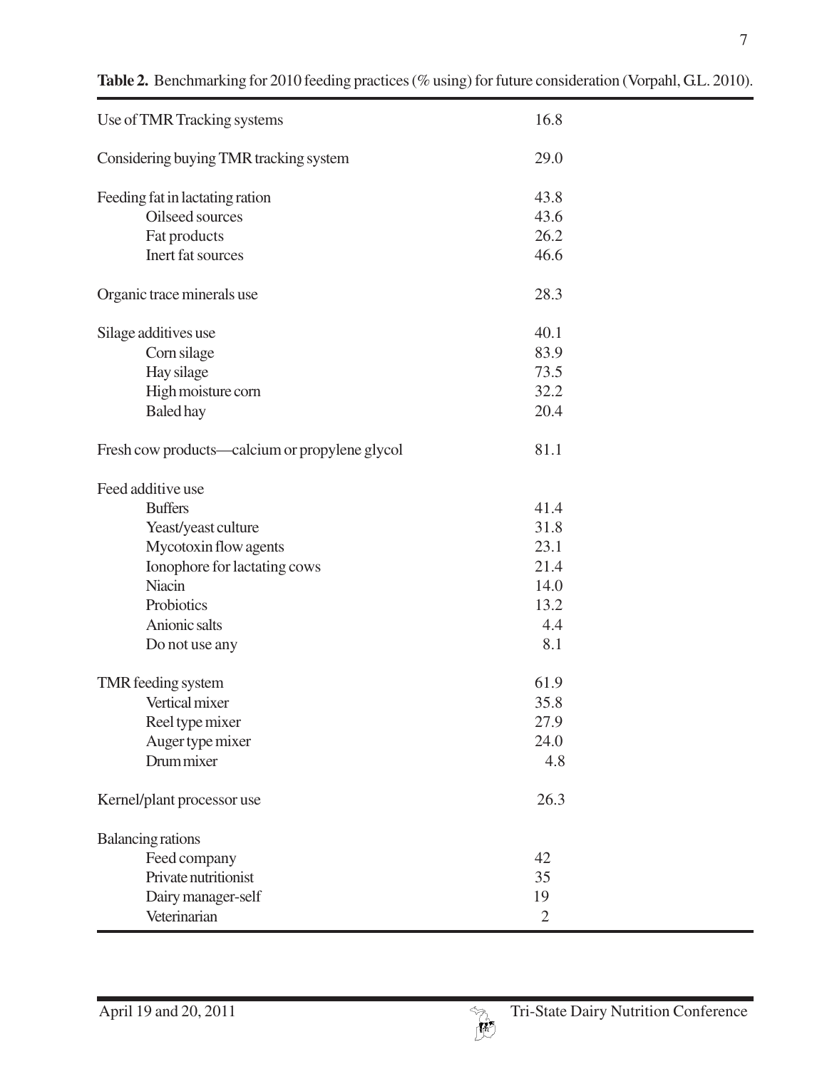**Table 2.** Benchmarking for 2010 feeding practices (% using) for future consideration (Vorpahl, G.L. 2010).

| | |
|---|---|
| Use of TMR Tracking systems | 16.8 |
| Considering buying TMR tracking system | 29.0 |
| Feeding fat in lactating ration | 43.8 |
| Oilseed sources | 43.6 |
| Fat products | 26.2 |
| Inert fat sources | 46.6 |
| Organic trace minerals use | 28.3 |
| Silage additives use | 40.1 |
| Corn silage | 83.9 |
| Hay silage | 73.5 |
| High moisture corn | 32.2 |
| Baled hay | 20.4 |
| Fresh cow products—calcium or propylene glycol | 81.1 |
| Feed additive use | |
| Buffers | 41.4 |
| Yeast/yeast culture | 31.8 |
| Mycotoxin flow agents | 23.1 |
| Ionophore for lactating cows | 21.4 |
| Niacin | 14.0 |
| Probiotics | 13.2 |
| Anionic salts | 4.4 |
| Do not use any | 8.1 |
| TMR feeding system | 61.9 |
| Vertical mixer | 35.8 |
| Reel type mixer | 27.9 |
| Auger type mixer | 24.0 |
| Drum mixer | 4.8 |
| Kernel/plant processor use | 26.3 |
| Balancing rations | |
| Feed company | 42 |
| Private nutritionist | 35 |
| Dairy manager-self | 19 |
| Veterinarian | 2 |